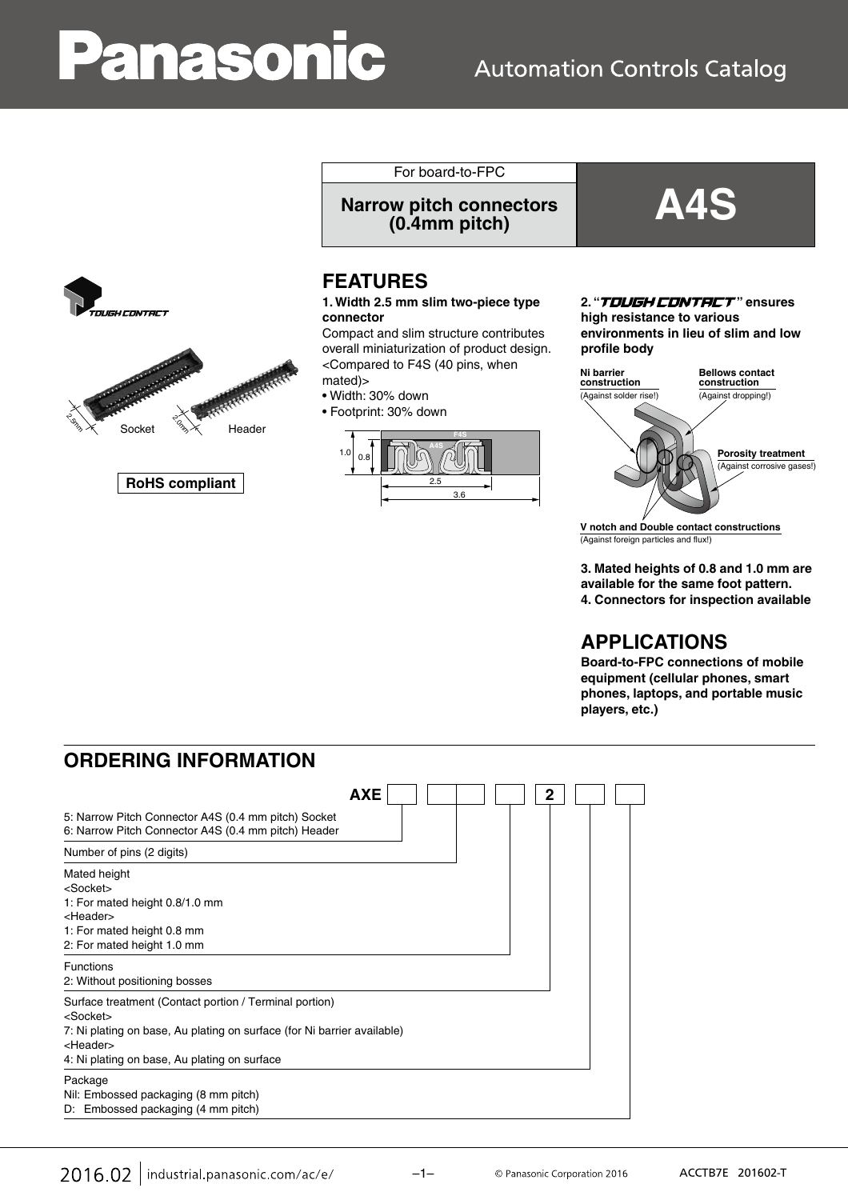Automation Controls Catalog

For board-to-FPC

**Narrow pitch connectors (0.4mm pitch)**

# A4S

Socket　Header

**RoHS compliant**

## FEATURES

**1. Width 2.5 mm slim two-piece type connector**

Compact and slim structure contributes overall miniaturization of product design.
<Compared to F4S (40 pins, when mated)>

- Width: 30% down
- Footprint: 30% down

**2. "TOUGH CONTACT" ensures high resistance to various environments in lieu of slim and low profile body**

- **Ni barrier construction** (Against solder rise!)
- **Bellows contact construction** (Against dropping!)
- **Porosity treatment** (Against corrosive gases!)
- **V notch and Double contact constructions** (Against foreign particles and flux!)

**3. Mated heights of 0.8 and 1.0 mm are available for the same foot pattern.**

**4. Connectors for inspection available**

## APPLICATIONS

**Board-to-FPC connections of mobile equipment (cellular phones, smart phones, laptops, and portable music players, etc.)**

## ORDERING INFORMATION

AXE □ □□ □ 2 □ □

5: Narrow Pitch Connector A4S (0.4 mm pitch) Socket
6: Narrow Pitch Connector A4S (0.4 mm pitch) Header

Number of pins (2 digits)

Mated height
<Socket>
1: For mated height 0.8/1.0 mm
<Header>
1: For mated height 0.8 mm
2: For mated height 1.0 mm

Functions
2: Without positioning bosses

Surface treatment (Contact portion / Terminal portion)
<Socket>
7: Ni plating on base, Au plating on surface (for Ni barrier available)
<Header>
4: Ni plating on base, Au plating on surface

Package
Nil: Embossed packaging (8 mm pitch)
D: Embossed packaging (4 mm pitch)

2016.02 industrial.panasonic.com/ac/e/ © Panasonic Corporation 2016 ACCTB7E 201602-T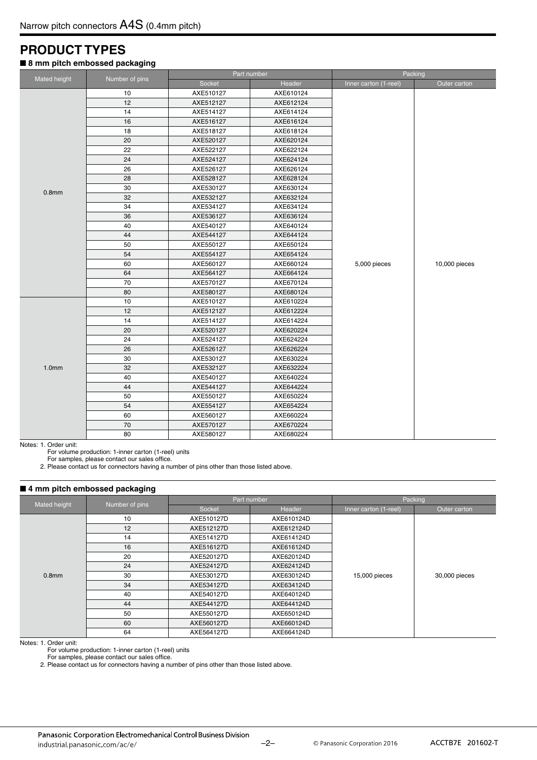Narrow pitch connectors A4S (0.4mm pitch)

# PRODUCT TYPES

## ■ 8 mm pitch embossed packaging

| Mated height | Number of pins | Part number | | Packing | |
|---|---|---|---|---|---|
| | | Socket | Header | Inner carton (1-reel) | Outer carton |
| 0.8mm | 10 | AXE510127 | AXE610124 | 5,000 pieces | 10,000 pieces |
| | 12 | AXE512127 | AXE612124 | | |
| | 14 | AXE514127 | AXE614124 | | |
| | 16 | AXE516127 | AXE616124 | | |
| | 18 | AXE518127 | AXE618124 | | |
| | 20 | AXE520127 | AXE620124 | | |
| | 22 | AXE522127 | AXE622124 | | |
| | 24 | AXE524127 | AXE624124 | | |
| | 26 | AXE526127 | AXE626124 | | |
| | 28 | AXE528127 | AXE628124 | | |
| | 30 | AXE530127 | AXE630124 | | |
| | 32 | AXE532127 | AXE632124 | | |
| | 34 | AXE534127 | AXE634124 | | |
| | 36 | AXE536127 | AXE636124 | | |
| | 40 | AXE540127 | AXE640124 | | |
| | 44 | AXE544127 | AXE644124 | | |
| | 50 | AXE550127 | AXE650124 | | |
| | 54 | AXE554127 | AXE654124 | | |
| | 60 | AXE560127 | AXE660124 | | |
| | 64 | AXE564127 | AXE664124 | | |
| | 70 | AXE570127 | AXE670124 | | |
| | 80 | AXE580127 | AXE680124 | | |
| 1.0mm | 10 | AXE510127 | AXE610224 | | |
| | 12 | AXE512127 | AXE612224 | | |
| | 14 | AXE514127 | AXE614224 | | |
| | 20 | AXE520127 | AXE620224 | | |
| | 24 | AXE524127 | AXE624224 | | |
| | 26 | AXE526127 | AXE626224 | | |
| | 30 | AXE530127 | AXE630224 | | |
| | 32 | AXE532127 | AXE632224 | | |
| | 40 | AXE540127 | AXE640224 | | |
| | 44 | AXE544127 | AXE644224 | | |
| | 50 | AXE550127 | AXE650224 | | |
| | 54 | AXE554127 | AXE654224 | | |
| | 60 | AXE560127 | AXE660224 | | |
| | 70 | AXE570127 | AXE670224 | | |
| | 80 | AXE580127 | AXE680224 | | |

Notes: 1. Order unit:
For volume production: 1-inner carton (1-reel) units
For samples, please contact our sales office.
2. Please contact us for connectors having a number of pins other than those listed above.

## ■ 4 mm pitch embossed packaging

| Mated height | Number of pins | Part number | | Packing | |
|---|---|---|---|---|---|
| | | Socket | Header | Inner carton (1-reel) | Outer carton |
| 0.8mm | 10 | AXE510127D | AXE610124D | 15,000 pieces | 30,000 pieces |
| | 12 | AXE512127D | AXE612124D | | |
| | 14 | AXE514127D | AXE614124D | | |
| | 16 | AXE516127D | AXE616124D | | |
| | 20 | AXE520127D | AXE620124D | | |
| | 24 | AXE524127D | AXE624124D | | |
| | 30 | AXE530127D | AXE630124D | | |
| | 34 | AXE534127D | AXE634124D | | |
| | 40 | AXE540127D | AXE640124D | | |
| | 44 | AXE544127D | AXE644124D | | |
| | 50 | AXE550127D | AXE650124D | | |
| | 60 | AXE560127D | AXE660124D | | |
| | 64 | AXE564127D | AXE664124D | | |

Notes: 1. Order unit:
For volume production: 1-inner carton (1-reel) units
For samples, please contact our sales office.
2. Please contact us for connectors having a number of pins other than those listed above.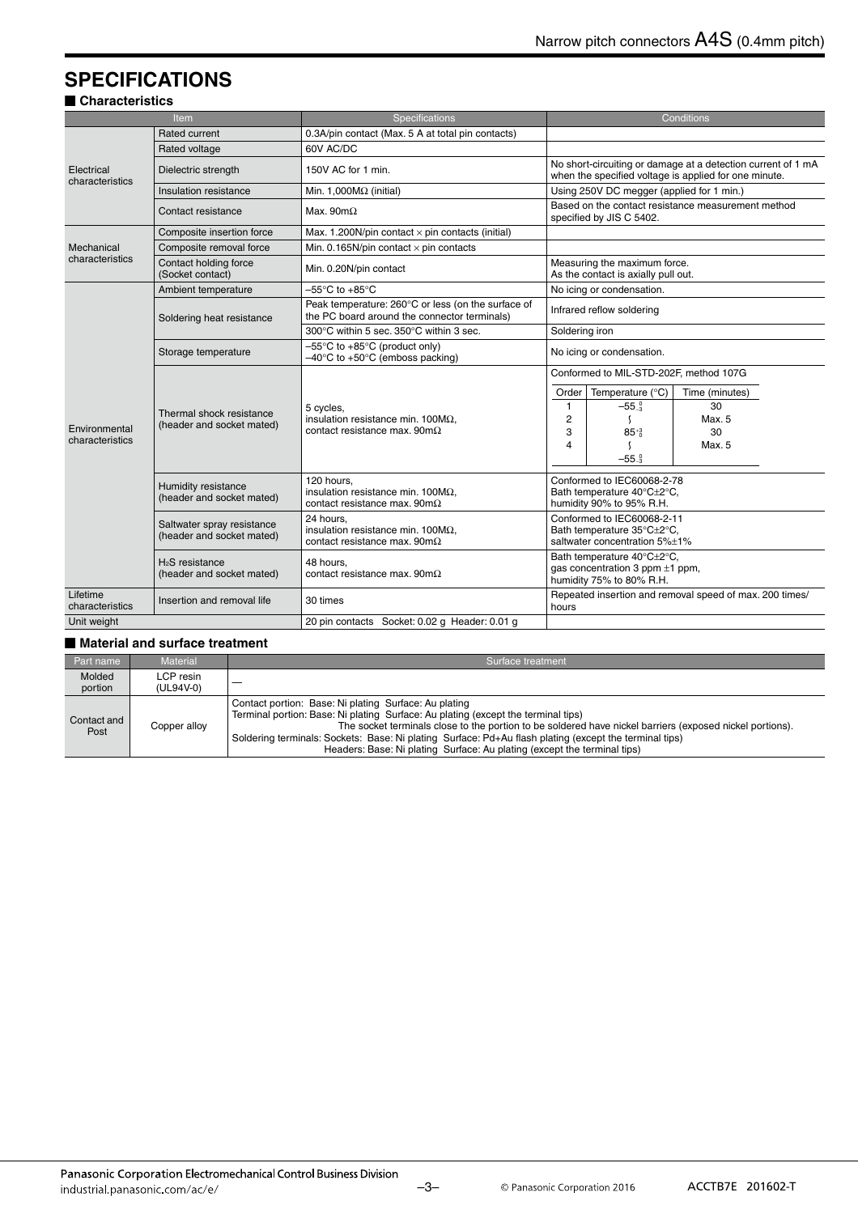# SPECIFICATIONS

## ■ Characteristics

| Item | | Specifications | Conditions |
|---|---|---|---|
| Electrical characteristics | Rated current | 0.3A/pin contact (Max. 5 A at total pin contacts) | |
| | Rated voltage | 60V AC/DC | |
| | Dielectric strength | 150V AC for 1 min. | No short-circuiting or damage at a detection current of 1 mA when the specified voltage is applied for one minute. |
| | Insulation resistance | Min. 1,000MΩ (initial) | Using 250V DC megger (applied for 1 min.) |
| | Contact resistance | Max. 90mΩ | Based on the contact resistance measurement method specified by JIS C 5402. |
| Mechanical characteristics | Composite insertion force | Max. 1.200N/pin contact × pin contacts (initial) | |
| | Composite removal force | Min. 0.165N/pin contact × pin contacts | |
| | Contact holding force (Socket contact) | Min. 0.20N/pin contact | Measuring the maximum force. As the contact is axially pull out. |
| Environmental characteristics | Ambient temperature | –55°C to +85°C | No icing or condensation. |
| | Soldering heat resistance | Peak temperature: 260°C or less (on the surface of the PC board around the connector terminals) | Infrared reflow soldering |
| | | 300°C within 5 sec. 350°C within 3 sec. | Soldering iron |
| | Storage temperature | –55°C to +85°C (product only)<br>–40°C to +50°C (emboss packing) | No icing or condensation. |
| | Thermal shock resistance (header and socket mated) | 5 cycles,<br>insulation resistance min. 100MΩ,<br>contact resistance max. 90mΩ | Conformed to MIL-STD-202F, method 107G<br>Order 1: Temperature $-55^{\ 0}_{-3}$ °C, Time 30 minutes<br>Order 2: ∫, Time Max. 5 minutes<br>Order 3: Temperature $85^{+3}_{\ 0}$ °C, Time 30 minutes<br>Order 4: ∫ $-55^{\ 0}_{-3}$ °C, Time Max. 5 minutes |
| | Humidity resistance (header and socket mated) | 120 hours,<br>insulation resistance min. 100MΩ,<br>contact resistance max. 90mΩ | Conformed to IEC60068-2-78<br>Bath temperature 40°C±2°C,<br>humidity 90% to 95% R.H. |
| | Saltwater spray resistance (header and socket mated) | 24 hours,<br>insulation resistance min. 100MΩ,<br>contact resistance max. 90mΩ | Conformed to IEC60068-2-11<br>Bath temperature 35°C±2°C,<br>saltwater concentration 5%±1% |
| | $H_2S$ resistance (header and socket mated) | 48 hours,<br>contact resistance max. 90mΩ | Bath temperature 40°C±2°C,<br>gas concentration 3 ppm ±1 ppm,<br>humidity 75% to 80% R.H. |
| Lifetime characteristics | Insertion and removal life | 30 times | Repeated insertion and removal speed of max. 200 times/hours |
| Unit weight | | 20 pin contacts Socket: 0.02 g Header: 0.01 g | |

## ■ Material and surface treatment

| Part name | Material | Surface treatment |
|---|---|---|
| Molded portion | LCP resin (UL94V-0) | — |
| Contact and Post | Copper alloy | Contact portion: Base: Ni plating Surface: Au plating<br>Terminal portion: Base: Ni plating Surface: Au plating (except the terminal tips)<br>The socket terminals close to the portion to be soldered have nickel barriers (exposed nickel portions).<br>Soldering terminals: Sockets: Base: Ni plating Surface: Pd+Au flash plating (except the terminal tips)<br>Headers: Base: Ni plating Surface: Au plating (except the terminal tips) |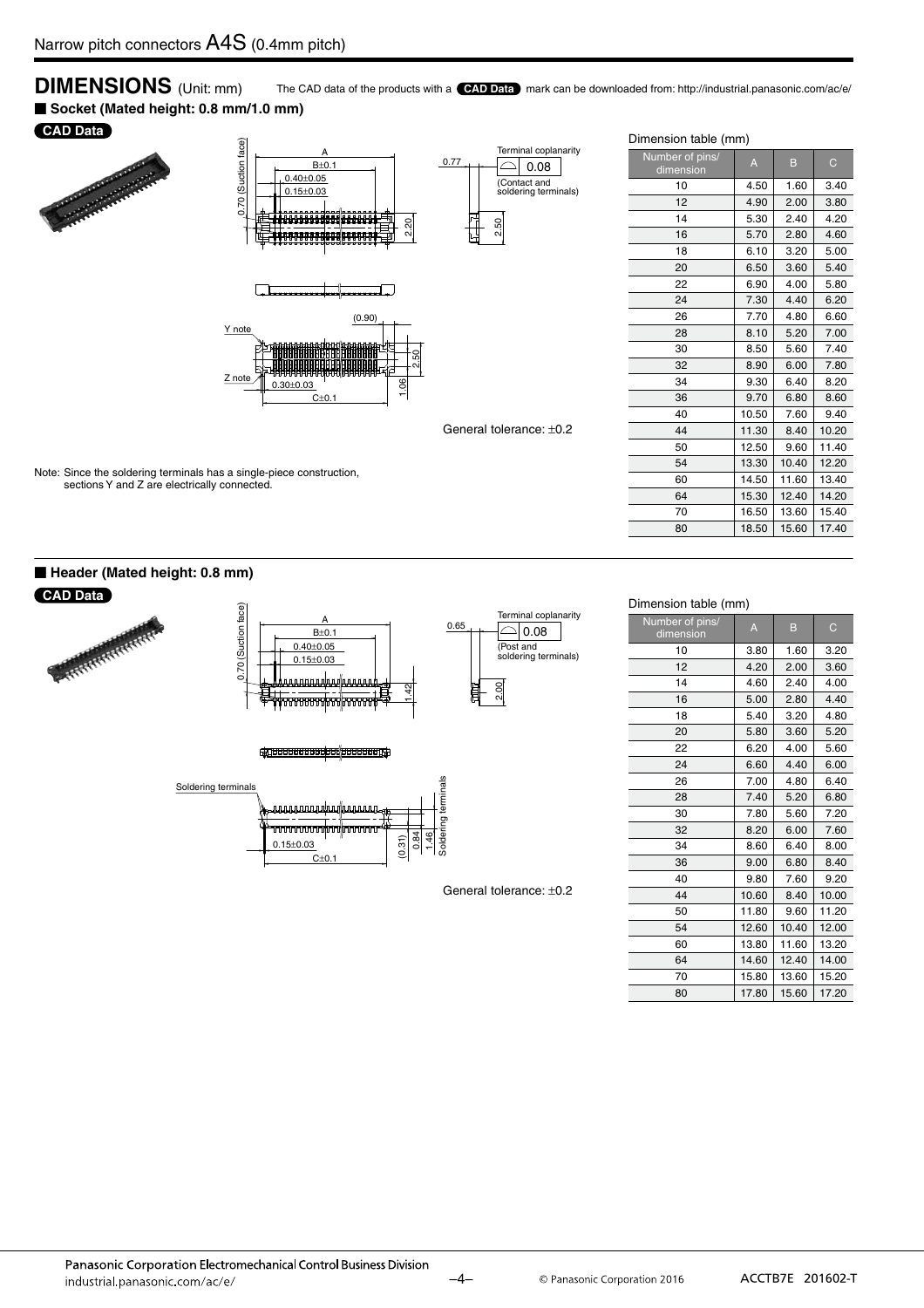## DIMENSIONS (Unit: mm)

The CAD data of the products with a **CAD Data** mark can be downloaded from: http://industrial.panasonic.com/ac/e/

### ■ Socket (Mated height: 0.8 mm/1.0 mm)

**CAD Data**

0.70 (Suction face)
A
B±0.1
0.40±0.05
0.15±0.03
2.20
0.77
Terminal coplanarity
0.08
(Contact and soldering terminals)
2.50
Y note
(0.90)
2.50
Z note
0.30±0.03
C±0.1
1.06

General tolerance: ±0.2

Note: Since the soldering terminals has a single-piece construction, sections Y and Z are electrically connected.

Dimension table (mm)

| Number of pins/ dimension | A | B | C |
|---|---|---|---|
| 10 | 4.50 | 1.60 | 3.40 |
| 12 | 4.90 | 2.00 | 3.80 |
| 14 | 5.30 | 2.40 | 4.20 |
| 16 | 5.70 | 2.80 | 4.60 |
| 18 | 6.10 | 3.20 | 5.00 |
| 20 | 6.50 | 3.60 | 5.40 |
| 22 | 6.90 | 4.00 | 5.80 |
| 24 | 7.30 | 4.40 | 6.20 |
| 26 | 7.70 | 4.80 | 6.60 |
| 28 | 8.10 | 5.20 | 7.00 |
| 30 | 8.50 | 5.60 | 7.40 |
| 32 | 8.90 | 6.00 | 7.80 |
| 34 | 9.30 | 6.40 | 8.20 |
| 36 | 9.70 | 6.80 | 8.60 |
| 40 | 10.50 | 7.60 | 9.40 |
| 44 | 11.30 | 8.40 | 10.20 |
| 50 | 12.50 | 9.60 | 11.40 |
| 54 | 13.30 | 10.40 | 12.20 |
| 60 | 14.50 | 11.60 | 13.40 |
| 64 | 15.30 | 12.40 | 14.20 |
| 70 | 16.50 | 13.60 | 15.40 |
| 80 | 18.50 | 15.60 | 17.40 |

### ■ Header (Mated height: 0.8 mm)

**CAD Data**

0.70 (Suction face)
A
B±0.1
0.40±0.05
0.15±0.03
1.42
0.65
Terminal coplanarity
0.08
(Post and soldering terminals)
2.00
Soldering terminals
0.15±0.03
C±0.1
(0.31)
0.84
1.46
Soldering terminals

General tolerance: ±0.2

Dimension table (mm)

| Number of pins/ dimension | A | B | C |
|---|---|---|---|
| 10 | 3.80 | 1.60 | 3.20 |
| 12 | 4.20 | 2.00 | 3.60 |
| 14 | 4.60 | 2.40 | 4.00 |
| 16 | 5.00 | 2.80 | 4.40 |
| 18 | 5.40 | 3.20 | 4.80 |
| 20 | 5.80 | 3.60 | 5.20 |
| 22 | 6.20 | 4.00 | 5.60 |
| 24 | 6.60 | 4.40 | 6.00 |
| 26 | 7.00 | 4.80 | 6.40 |
| 28 | 7.40 | 5.20 | 6.80 |
| 30 | 7.80 | 5.60 | 7.20 |
| 32 | 8.20 | 6.00 | 7.60 |
| 34 | 8.60 | 6.40 | 8.00 |
| 36 | 9.00 | 6.80 | 8.40 |
| 40 | 9.80 | 7.60 | 9.20 |
| 44 | 10.60 | 8.40 | 10.00 |
| 50 | 11.80 | 9.60 | 11.20 |
| 54 | 12.60 | 10.40 | 12.00 |
| 60 | 13.80 | 11.60 | 13.20 |
| 64 | 14.60 | 12.40 | 14.00 |
| 70 | 15.80 | 13.60 | 15.20 |
| 80 | 17.80 | 15.60 | 17.20 |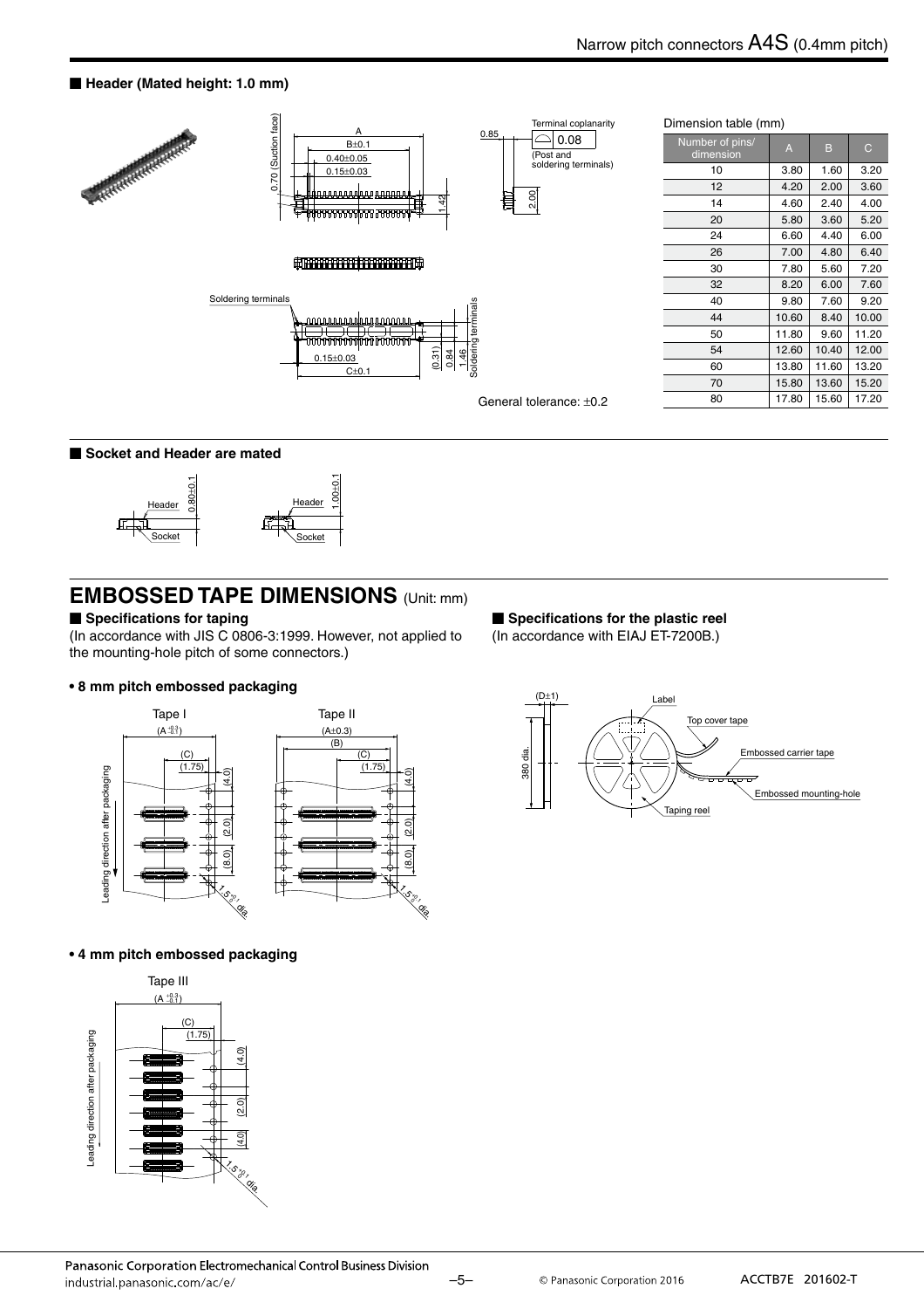### ■ Header (Mated height: 1.0 mm)

Terminal coplanarity 0.08 (Post and soldering terminals)

General tolerance: ±0.2

Dimension table (mm)

| Number of pins/ dimension | A | B | C |
|---|---|---|---|
| 10 | 3.80 | 1.60 | 3.20 |
| 12 | 4.20 | 2.00 | 3.60 |
| 14 | 4.60 | 2.40 | 4.00 |
| 20 | 5.80 | 3.60 | 5.20 |
| 24 | 6.60 | 4.40 | 6.00 |
| 26 | 7.00 | 4.80 | 6.40 |
| 30 | 7.80 | 5.60 | 7.20 |
| 32 | 8.20 | 6.00 | 7.60 |
| 40 | 9.80 | 7.60 | 9.20 |
| 44 | 10.60 | 8.40 | 10.00 |
| 50 | 11.80 | 9.60 | 11.20 |
| 54 | 12.60 | 10.40 | 12.00 |
| 60 | 13.80 | 11.60 | 13.20 |
| 70 | 15.80 | 13.60 | 15.20 |
| 80 | 17.80 | 15.60 | 17.20 |

### ■ Socket and Header are mated

# EMBOSSED TAPE DIMENSIONS (Unit: mm)

### ■ Specifications for taping

(In accordance with JIS C 0806-3:1999. However, not applied to the mounting-hole pitch of some connectors.)

**• 8 mm pitch embossed packaging**

**• 4 mm pitch embossed packaging**

### ■ Specifications for the plastic reel

(In accordance with EIAJ ET-7200B.)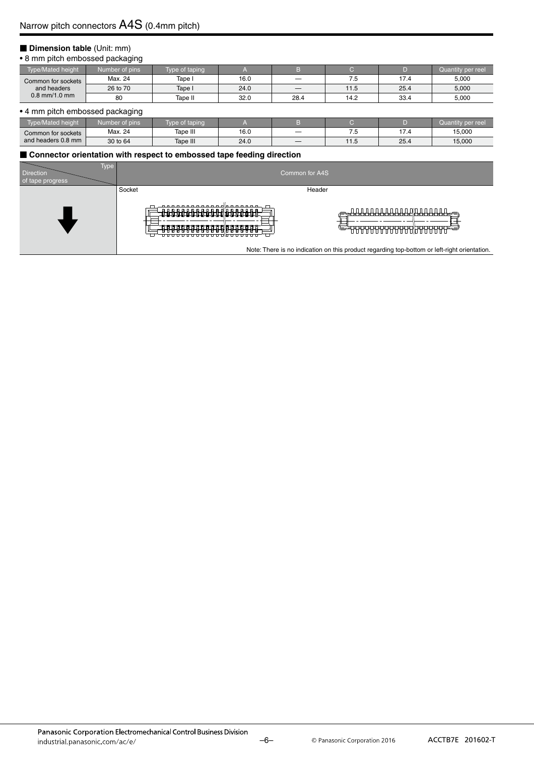## Dimension table (Unit: mm)

• 8 mm pitch embossed packaging

| Type/Mated height | Number of pins | Type of taping | A | B | C | D | Quantity per reel |
|---|---|---|---|---|---|---|---|
| Common for sockets and headers 0.8 mm/1.0 mm | Max. 24 | Tape I | 16.0 | — | 7.5 | 17.4 | 5,000 |
| | 26 to 70 | Tape I | 24.0 | — | 11.5 | 25.4 | 5,000 |
| | 80 | Tape II | 32.0 | 28.4 | 14.2 | 33.4 | 5,000 |

• 4 mm pitch embossed packaging

| Type/Mated height | Number of pins | Type of taping | A | B | C | D | Quantity per reel |
|---|---|---|---|---|---|---|---|
| Common for sockets and headers 0.8 mm | Max. 24 | Tape III | 16.0 | — | 7.5 | 17.4 | 15,000 |
| | 30 to 64 | Tape III | 24.0 | — | 11.5 | 25.4 | 15,000 |

## Connector orientation with respect to embossed tape feeding direction

| Type / Direction of tape progress | Common for A4S | |
|---|---|---|
| ↓ | Socket | Header |

Note: There is no indication on this product regarding top-bottom or left-right orientation.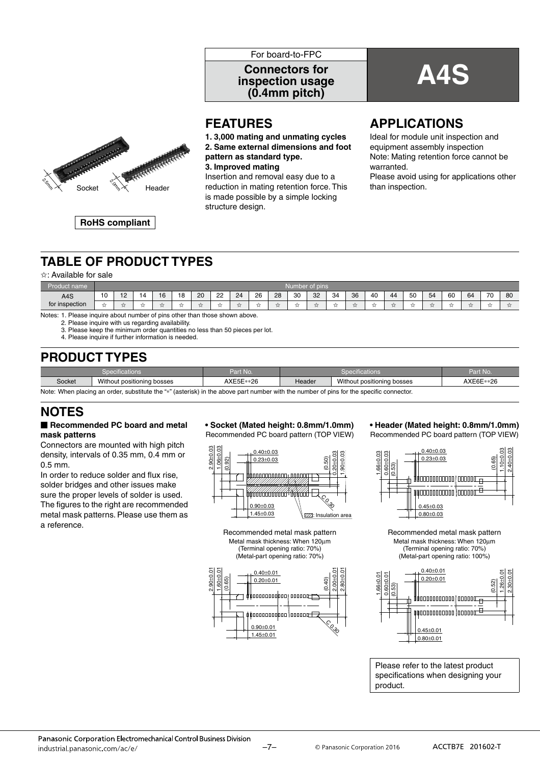For board-to-FPC

**Connectors for inspection usage (0.4mm pitch)**

# A4S

Socket (2.5mm) Header (2.0mm)

**RoHS compliant**

## FEATURES

**1. 3,000 mating and unmating cycles**
**2. Same external dimensions and foot pattern as standard type.**
**3. Improved mating**

Insertion and removal easy due to a reduction in mating retention force. This is made possible by a simple locking structure design.

## APPLICATIONS

Ideal for module unit inspection and equipment assembly inspection
Note: Mating retention force cannot be warranted.
Please avoid using for applications other than inspection.

## TABLE OF PRODUCT TYPES

☆: Available for sale

| Product name | Number of pins | | | | | | | | | | | | | | | | | | | | | |
|---|---|---|---|---|---|---|---|---|---|---|---|---|---|---|---|---|---|---|---|---|---|---|
| A4S for inspection | 10 | 12 | 14 | 16 | 18 | 20 | 22 | 24 | 26 | 28 | 30 | 32 | 34 | 36 | 40 | 44 | 50 | 54 | 60 | 64 | 70 | 80 |
| | ☆ | ☆ | ☆ | ☆ | ☆ | ☆ | ☆ | ☆ | ☆ | ☆ | ☆ | ☆ | ☆ | ☆ | ☆ | ☆ | ☆ | ☆ | ☆ | ☆ | ☆ | ☆ |

Notes: 1. Please inquire about number of pins other than those shown above.
2. Please inquire with us regarding availability.
3. Please keep the minimum order quantities no less than 50 pieces per lot.
4. Please inquire if further information is needed.

## PRODUCT TYPES

| Specifications | | Part No. | Specifications | | Part No. |
|---|---|---|---|---|---|
| Socket | Without positioning bosses | AXE5E**26 | Header | Without positioning bosses | AXE6E**26 |

Note: When placing an order, substitute the "*" (asterisk) in the above part number with the number of pins for the specific connector.

## NOTES

### ■ Recommended PC board and metal mask patterns

Connectors are mounted with high pitch density, intervals of 0.35 mm, 0.4 mm or 0.5 mm.
In order to reduce solder and flux rise, solder bridges and other issues make sure the proper levels of solder is used.
The figures to the right are recommended metal mask patterns. Please use them as a reference.

**• Socket (Mated height: 0.8mm/1.0mm)**
Recommended PC board pattern (TOP VIEW)

2.90±0.03, 1.06±0.03, (0.92), 0.40±0.03, 0.23±0.03, (0.50), 0.20±0.03, 1.90±0.03, C0.30, 0.90±0.03, 1.45±0.03, ▨: Insulation area

Recommended metal mask pattern
Metal mask thickness: When 120μm
(Terminal opening ratio: 70%)
(Metal-part opening ratio: 70%)

2.90±0.01, 1.60±0.01, (0.65), 0.40±0.01, 0.20±0.01, (0.40), 2.00±0.01, 2.80±0.01, C0.30, 0.90±0.01, 1.45±0.01

**• Header (Mated height: 0.8mm/1.0mm)**
Recommended PC board pattern (TOP VIEW)

1.66±0.03, 0.60±0.03, (0.53), 0.40±0.03, 0.23±0.03, (0.65), 1.10±0.03, 2.40±0.03, 0.45±0.03, 0.80±0.03

Recommended metal mask pattern
Metal mask thickness: When 120μm
(Terminal opening ratio: 70%)
(Metal-part opening ratio: 100%)

1.66±0.01, 0.60±0.01, (0.53), 0.40±0.01, 0.20±0.01, (0.52), 1.26±0.01, 2.30±0.01, 0.45±0.01, 0.80±0.01

Please refer to the latest product specifications when designing your product.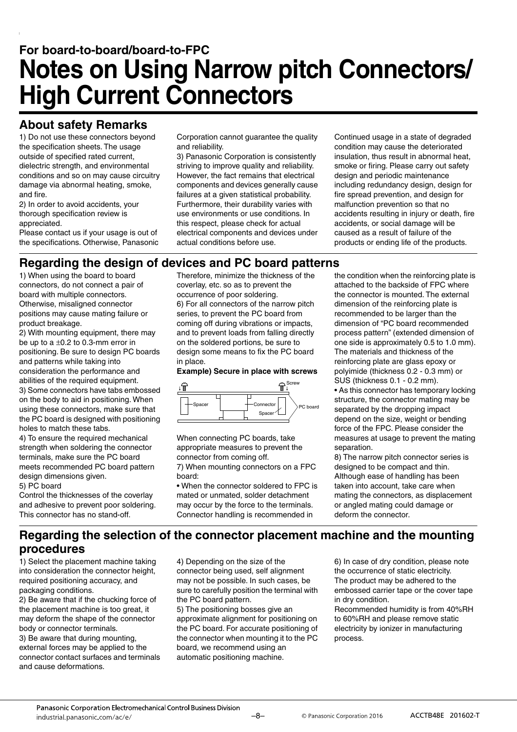For board-to-board/board-to-FPC

# Notes on Using Narrow pitch Connectors/ High Current Connectors

## About safety Remarks

1) Do not use these connectors beyond the specification sheets. The usage outside of specified rated current, dielectric strength, and environmental conditions and so on may cause circuitry damage via abnormal heating, smoke, and fire.

2) In order to avoid accidents, your thorough specification review is appreciated.

Please contact us if your usage is out of the specifications. Otherwise, Panasonic Corporation cannot guarantee the quality and reliability.

3) Panasonic Corporation is consistently striving to improve quality and reliability. However, the fact remains that electrical components and devices generally cause failures at a given statistical probability. Furthermore, their durability varies with use environments or use conditions. In this respect, please check for actual electrical components and devices under actual conditions before use.

Continued usage in a state of degraded condition may cause the deteriorated insulation, thus result in abnormal heat, smoke or firing. Please carry out safety design and periodic maintenance including redundancy design, design for fire spread prevention, and design for malfunction prevention so that no accidents resulting in injury or death, fire accidents, or social damage will be caused as a result of failure of the products or ending life of the products.

## Regarding the design of devices and PC board patterns

1) When using the board to board connectors, do not connect a pair of board with multiple connectors. Otherwise, misaligned connector positions may cause mating failure or product breakage.

2) With mounting equipment, there may be up to a ±0.2 to 0.3-mm error in positioning. Be sure to design PC boards and patterns while taking into consideration the performance and abilities of the required equipment.

3) Some connectors have tabs embossed on the body to aid in positioning. When using these connectors, make sure that the PC board is designed with positioning holes to match these tabs.

4) To ensure the required mechanical strength when soldering the connector terminals, make sure the PC board meets recommended PC board pattern design dimensions given.

5) PC board

Control the thicknesses of the coverlay and adhesive to prevent poor soldering. This connector has no stand-off.

Therefore, minimize the thickness of the coverlay, etc. so as to prevent the occurrence of poor soldering.

6) For all connectors of the narrow pitch series, to prevent the PC board from coming off during vibrations or impacts, and to prevent loads from falling directly on the soldered portions, be sure to design some means to fix the PC board in place.

**Example) Secure in place with screws**

Screw / Spacer / Connector / Spacer / PC board

When connecting PC boards, take appropriate measures to prevent the connector from coming off.

7) When mounting connectors on a FPC board:

• When the connector soldered to FPC is mated or unmated, solder detachment may occur by the force to the terminals. Connector handling is recommended in the condition when the reinforcing plate is attached to the backside of FPC where the connector is mounted. The external dimension of the reinforcing plate is recommended to be larger than the dimension of "PC board recommended process pattern" (extended dimension of one side is approximately 0.5 to 1.0 mm). The materials and thickness of the reinforcing plate are glass epoxy or polyimide (thickness 0.2 - 0.3 mm) or SUS (thickness 0.1 - 0.2 mm).

• As this connector has temporary locking structure, the connector mating may be separated by the dropping impact depend on the size, weight or bending force of the FPC. Please consider the measures at usage to prevent the mating separation.

8) The narrow pitch connector series is designed to be compact and thin. Although ease of handling has been taken into account, take care when mating the connectors, as displacement or angled mating could damage or deform the connector.

## Regarding the selection of the connector placement machine and the mounting procedures

1) Select the placement machine taking into consideration the connector height, required positioning accuracy, and packaging conditions.

2) Be aware that if the chucking force of the placement machine is too great, it may deform the shape of the connector body or connector terminals.

3) Be aware that during mounting, external forces may be applied to the connector contact surfaces and terminals and cause deformations.

4) Depending on the size of the connector being used, self alignment may not be possible. In such cases, be sure to carefully position the terminal with the PC board pattern.

5) The positioning bosses give an approximate alignment for positioning on the PC board. For accurate positioning of the connector when mounting it to the PC board, we recommend using an automatic positioning machine.

6) In case of dry condition, please note the occurrence of static electricity. The product may be adhered to the embossed carrier tape or the cover tape in dry condition.

Recommended humidity is from 40%RH to 60%RH and please remove static electricity by ionizer in manufacturing process.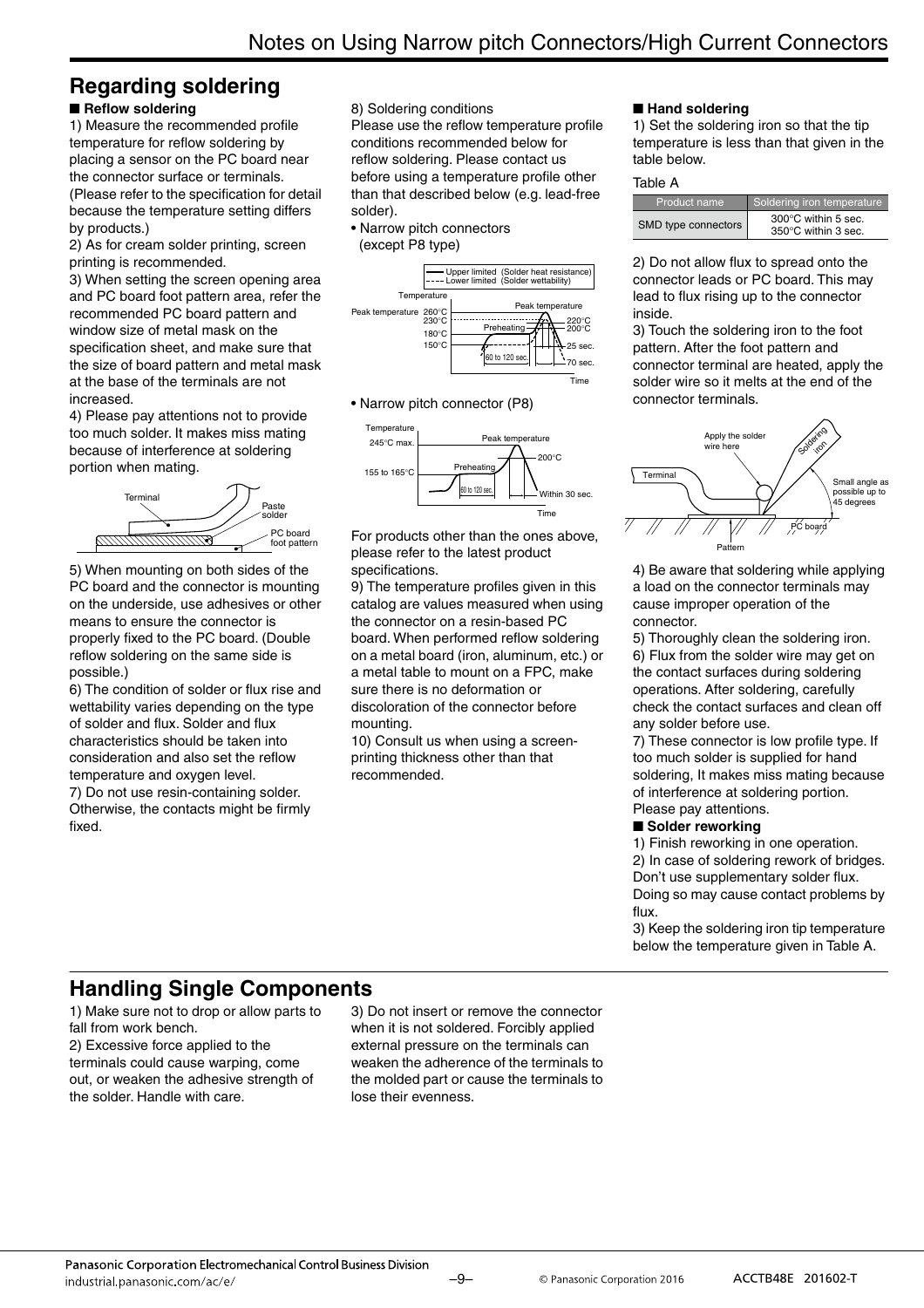## Regarding soldering

### ■ Reflow soldering

1) Measure the recommended profile temperature for reflow soldering by placing a sensor on the PC board near the connector surface or terminals. (Please refer to the specification for detail because the temperature setting differs by products.)

2) As for cream solder printing, screen printing is recommended.

3) When setting the screen opening area and PC board foot pattern area, refer the recommended PC board pattern and window size of metal mask on the specification sheet, and make sure that the size of board pattern and metal mask at the base of the terminals are not increased.

4) Please pay attentions not to provide too much solder. It makes miss mating because of interference at soldering portion when mating.

5) When mounting on both sides of the PC board and the connector is mounting on the underside, use adhesives or other means to ensure the connector is properly fixed to the PC board. (Double reflow soldering on the same side is possible.)

6) The condition of solder or flux rise and wettability varies depending on the type of solder and flux. Solder and flux characteristics should be taken into consideration and also set the reflow temperature and oxygen level.

7) Do not use resin-containing solder. Otherwise, the contacts might be firmly fixed.

8) Soldering conditions

Please use the reflow temperature profile conditions recommended below for reflow soldering. Please contact us before using a temperature profile other than that described below (e.g. lead-free solder).

- Narrow pitch connectors (except P8 type)
- Narrow pitch connector (P8)

For products other than the ones above, please refer to the latest product specifications.

9) The temperature profiles given in this catalog are values measured when using the connector on a resin-based PC board. When performed reflow soldering on a metal board (iron, aluminum, etc.) or a metal table to mount on a FPC, make sure there is no deformation or discoloration of the connector before mounting.

10) Consult us when using a screen-printing thickness other than that recommended.

### ■ Hand soldering

1) Set the soldering iron so that the tip temperature is less than that given in the table below.

Table A

| Product name | Soldering iron temperature |
|---|---|
| SMD type connectors | 300°C within 5 sec.<br>350°C within 3 sec. |

2) Do not allow flux to spread onto the connector leads or PC board. This may lead to flux rising up to the connector inside.

3) Touch the soldering iron to the foot pattern. After the foot pattern and connector terminal are heated, apply the solder wire so it melts at the end of the connector terminals.

4) Be aware that soldering while applying a load on the connector terminals may cause improper operation of the connector.

5) Thoroughly clean the soldering iron.

6) Flux from the solder wire may get on the contact surfaces during soldering operations. After soldering, carefully check the contact surfaces and clean off any solder before use.

7) These connector is low profile type. If too much solder is supplied for hand soldering, It makes miss mating because of interference at soldering portion. Please pay attentions.

### ■ Solder reworking

1) Finish reworking in one operation.

2) In case of soldering rework of bridges. Don't use supplementary solder flux. Doing so may cause contact problems by flux.

3) Keep the soldering iron tip temperature below the temperature given in Table A.

## Handling Single Components

1) Make sure not to drop or allow parts to fall from work bench.

2) Excessive force applied to the terminals could cause warping, come out, or weaken the adhesive strength of the solder. Handle with care.

3) Do not insert or remove the connector when it is not soldered. Forcibly applied external pressure on the terminals can weaken the adherence of the terminals to the molded part or cause the terminals to lose their evenness.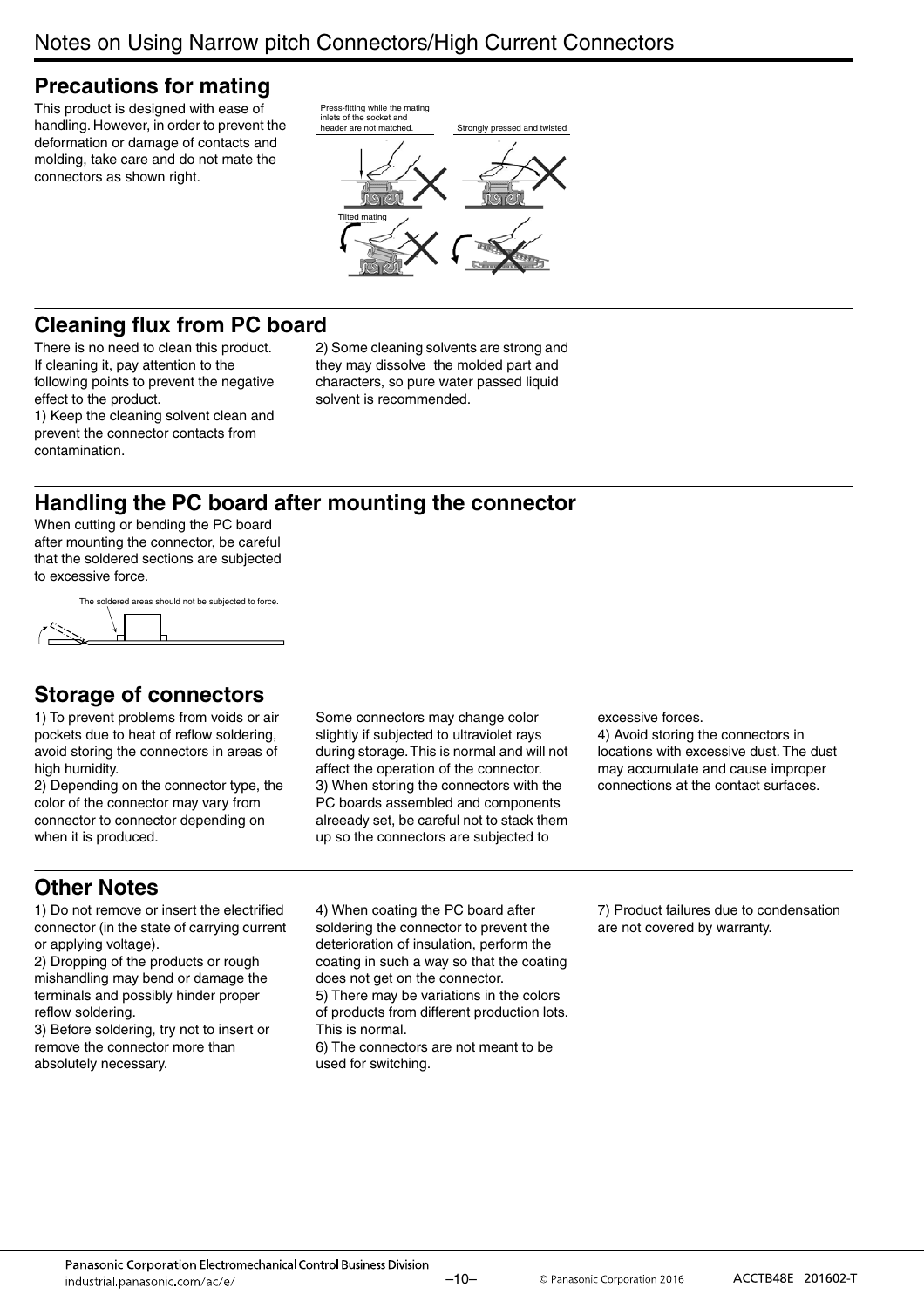# Notes on Using Narrow pitch Connectors/High Current Connectors

## Precautions for mating

This product is designed with ease of handling. However, in order to prevent the deformation or damage of contacts and molding, take care and do not mate the connectors as shown right.

Press-fitting while the mating inlets of the socket and header are not matched.

Strongly pressed and twisted

Tilted mating

## Cleaning flux from PC board

There is no need to clean this product. If cleaning it, pay attention to the following points to prevent the negative effect to the product.

1) Keep the cleaning solvent clean and prevent the connector contacts from contamination.

2) Some cleaning solvents are strong and they may dissolve the molded part and characters, so pure water passed liquid solvent is recommended.

## Handling the PC board after mounting the connector

When cutting or bending the PC board after mounting the connector, be careful that the soldered sections are subjected to excessive force.

The soldered areas should not be subjected to force.

## Storage of connectors

1) To prevent problems from voids or air pockets due to heat of reflow soldering, avoid storing the connectors in areas of high humidity.

2) Depending on the connector type, the color of the connector may vary from connector to connector depending on when it is produced. Some connectors may change color slightly if subjected to ultraviolet rays during storage. This is normal and will not affect the operation of the connector.

3) When storing the connectors with the PC boards assembled and components alreeady set, be careful not to stack them up so the connectors are subjected to excessive forces.

4) Avoid storing the connectors in locations with excessive dust. The dust may accumulate and cause improper connections at the contact surfaces.

## Other Notes

1) Do not remove or insert the electrified connector (in the state of carrying current or applying voltage).

2) Dropping of the products or rough mishandling may bend or damage the terminals and possibly hinder proper reflow soldering.

3) Before soldering, try not to insert or remove the connector more than absolutely necessary.

4) When coating the PC board after soldering the connector to prevent the deterioration of insulation, perform the coating in such a way so that the coating does not get on the connector.

5) There may be variations in the colors of products from different production lots. This is normal.

6) The connectors are not meant to be used for switching.

7) Product failures due to condensation are not covered by warranty.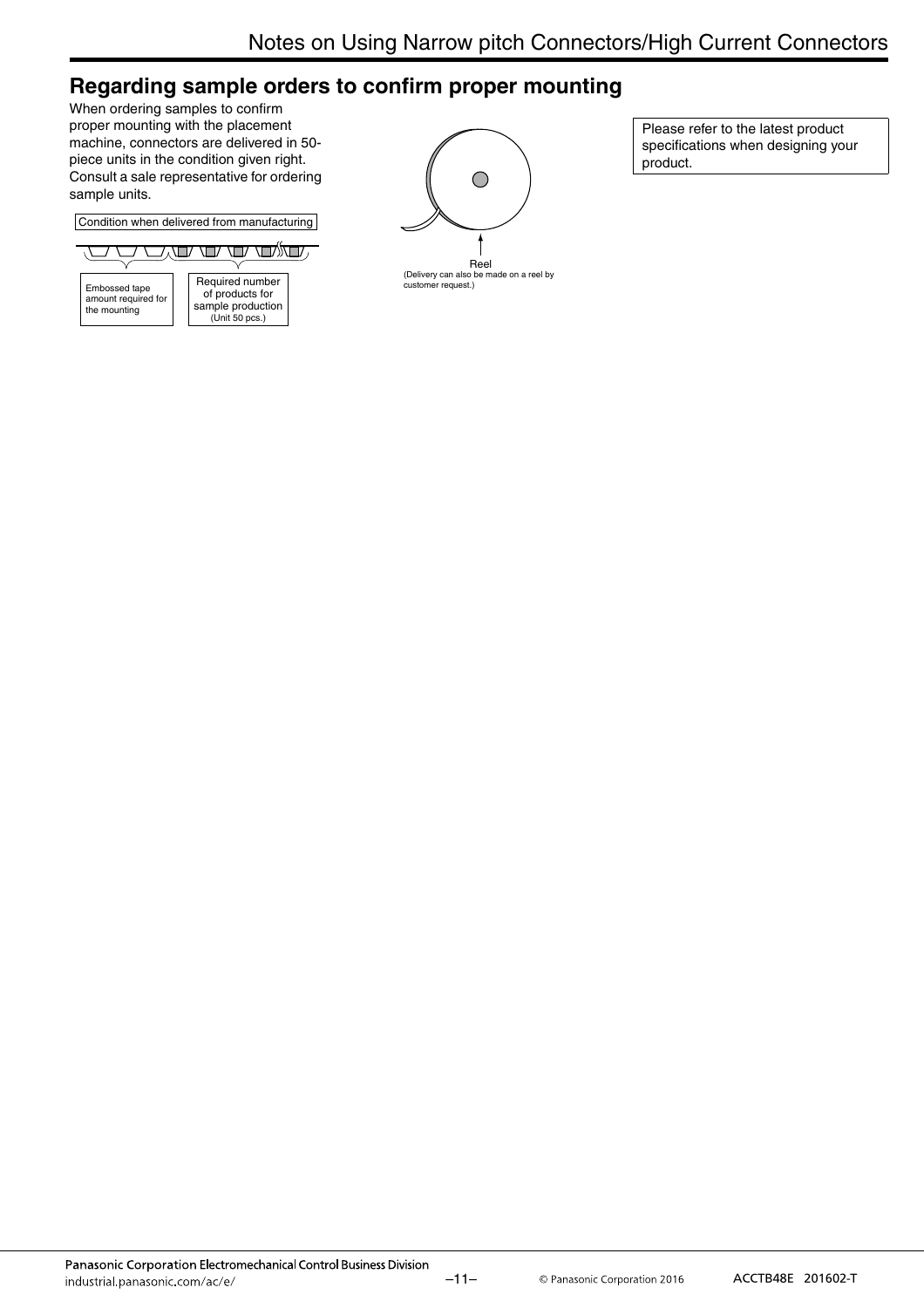## Regarding sample orders to confirm proper mounting

When ordering samples to confirm proper mounting with the placement machine, connectors are delivered in 50-piece units in the condition given right. Consult a sale representative for ordering sample units.

Condition when delivered from manufacturing

Embossed tape amount required for the mounting

Required number of products for sample production (Unit 50 pcs.)

Reel
(Delivery can also be made on a reel by customer request.)

Please refer to the latest product specifications when designing your product.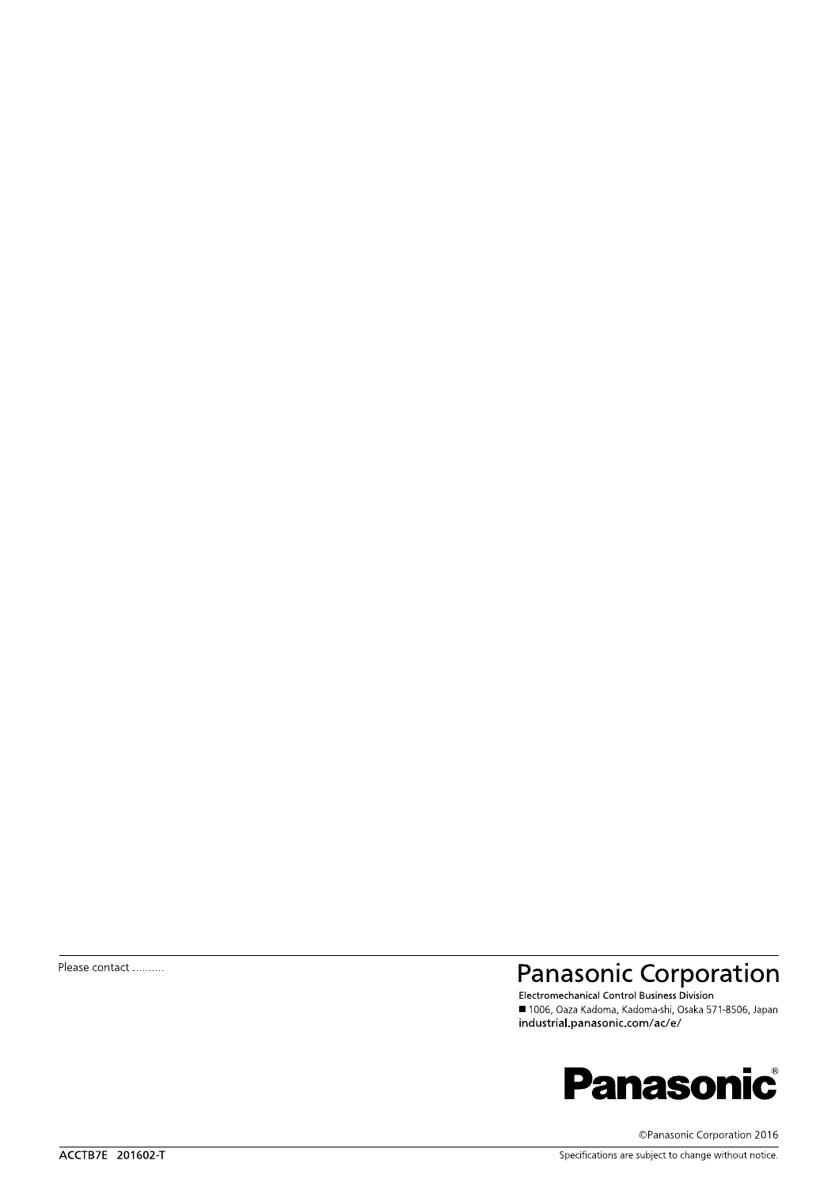Please contact ..........

**Panasonic Corporation**

Electromechanical Control Business Division

■ 1006, Oaza Kadoma, Kadoma-shi, Osaka 571-8506, Japan

industrial.panasonic.com/ac/e/

**Panasonic**®

©Panasonic Corporation 2016

ACCTB7E 201602-T

Specifications are subject to change without notice.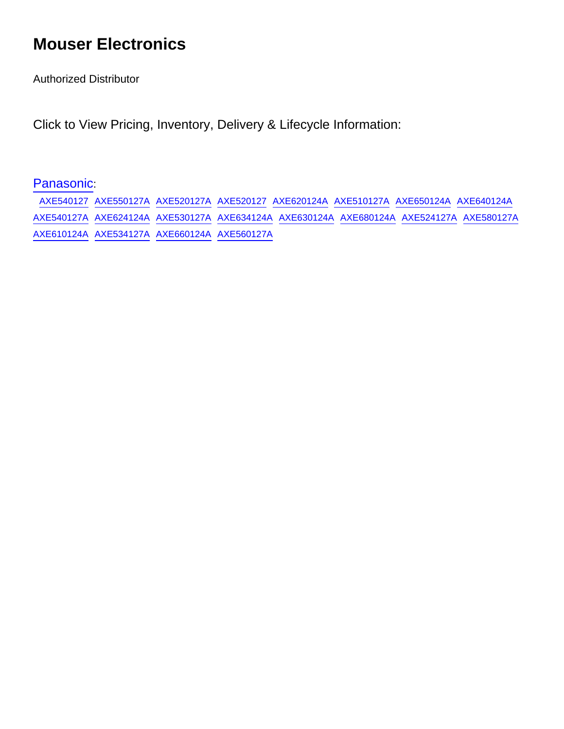# Mouser Electronics

Authorized Distributor

Click to View Pricing, Inventory, Delivery & Lifecycle Information:

Panasonic:

AXE540127 AXE550127A AXE520127A AXE520127 AXE620124A AXE510127A AXE650124A AXE640124A AXE540127A AXE624124A AXE530127A AXE634124A AXE630124A AXE680124A AXE524127A AXE580127A AXE610124A AXE534127A AXE660124A AXE560127A